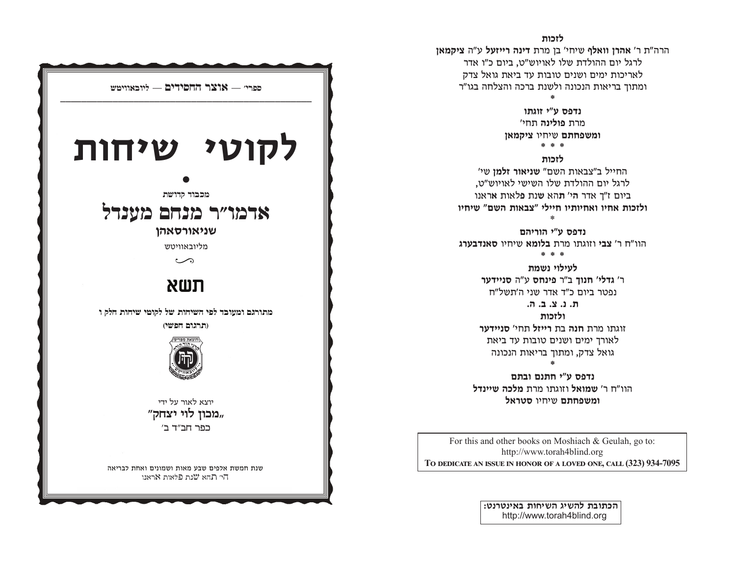ספרי' — **אוצר החסידים** — ליובאוויטש

# לקוטי שיחות

•

מכבוד קדושת

## אדמו"ר מנחם מענדל

**שניאורסאהן**

מליובאוויטש

## תשא

**מתורגם ומעובד לפי השיחות של לקוטי שיחות חלק ו**

**(תרגום חפשי)**

יוצא לאור על ידי

**"מכון לוי יצחק"**

כפר חב"ד ב'

שנת חמשת אלפים שבע מאות ושמונים ואחת לבריאה

הי' תהא שנת פלאות אראנו

**לזכות**

הרה"ת ר' **אהרן וואלף** שיחי' בן מרת **דינה רייזעל** ע"ה **ציקמאן**

לרגל יום ההולדת שלו לאויוש"ט, ביום כ"ו אדר

לאריכות ימים ושנים טובות עד ביאת גואל צדק

ומתוך בריאות הנכונה ולשנת ברכה והצלחה בגו"ר

*

**נדפס ע"י זוגתו**

מרת **פולינה** תחי'

**ומשפחתם** שיחיו **ציקמאן**

* * *

**לזכות**

החייל ב"צבאות השם" **שניאור זלמן** שי'

לרגל יום ההולדת שלו השישי לאויוש"ט,

ביום ז"ך אדר **הי' תהא שנת** פלאות אראנו

**ולזכות אחיו ואחיותיו חיילי "צבאות השם" שיחיו**

*

**נדפס ע"י הוריהם**

הוו"ח ר' **צבי** וזוגתו מרת **בלומא** שיחיו **סאנדבערג**

* * *

**לעילוי נשמת**

ר' **גדלי' חנוך** ב"ר **פינחס** ע"ה **סניידער**

נפטר ביום כ"ד אדר שני ה'תשל"ח

**ת. נ. צ. ב. ה.**

**ולזכות**

זוגתו מרת **חנה** בת **רייזל** תחי' **סניידער**

לאורך ימים ושנים טובות עד ביאת

גואל צדק, ומתוך בריאות הנכונה

*

**נדפס ע"י חתנם ובתם**

הוו"ח ר' **שמואל** וזוגתו מרת **מלכה שיינדל**

**ומשפחתם** שיחיו **סטראל**

For this and other books on Moshiach & Geulah, go to:
http://www.torah4blind.org
**TO DEDICATE AN ISSUE IN HONOR OF A LOVED ONE, CALL (323) 934-7095**

**הכתובת להשיג השיחות באינטרנט:**
http://www.torah4blind.org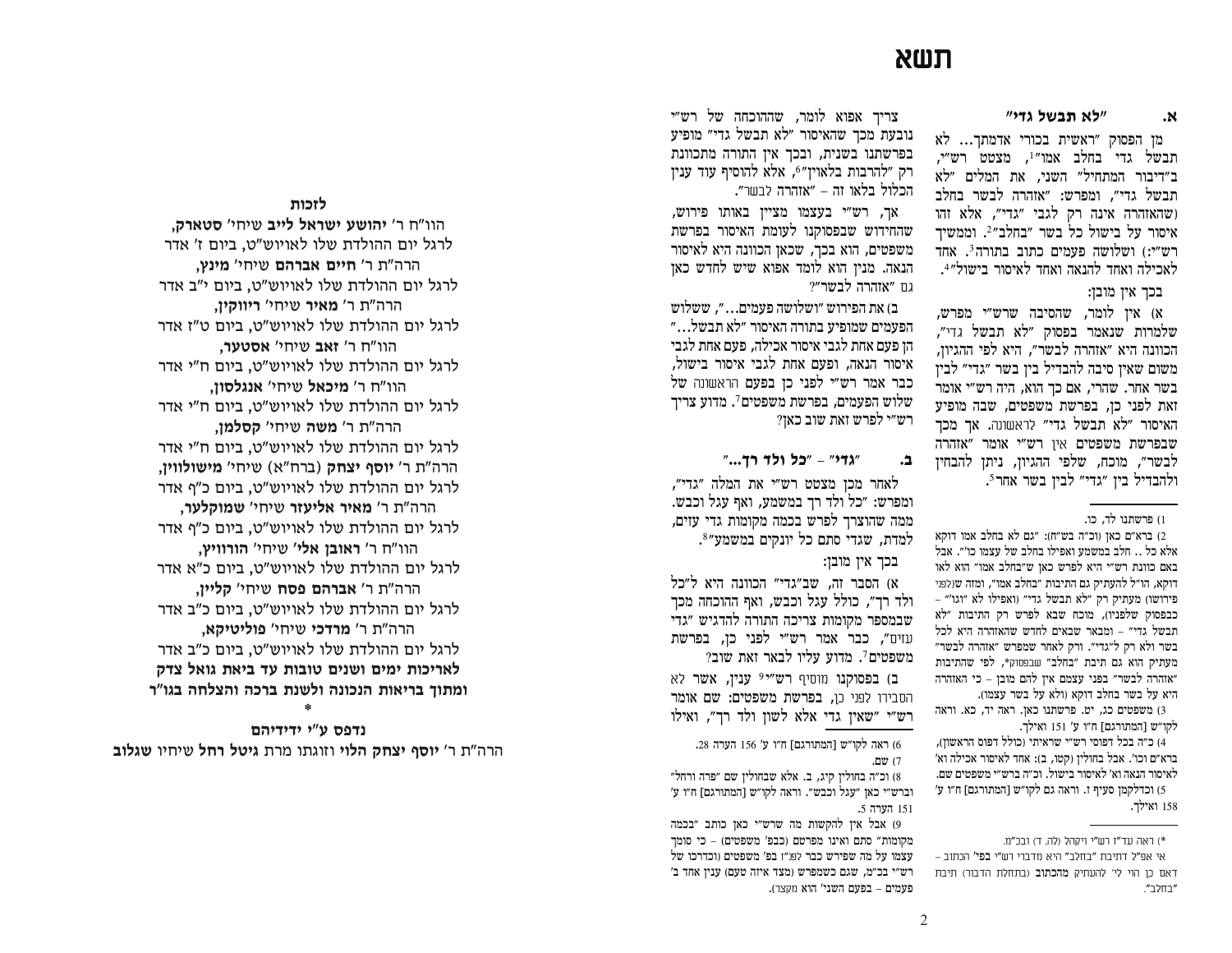# תשא

## א. "לא תבשל גדי"

מן הפסוק "ראשית בכורי אדמתך... לא תבשל גדי בחלב אמו"[1], מצטט רש"י, ב"דיבור המתחיל" השני, את המלים "לא תבשל גדי", ומפרש: "אזהרה לבשר בחלב (שהאזהרה אינה רק לגבי "גדי", אלא זהו איסור על בישול כל בשר "בחלב"[2]. וממשיך רש"י:) ושלושה פעמים כתוב בתורה[3], אחד לאכילה ואחד להנאה ואחד לאיסור בישול"[4].

בכך אין מובן:

א) אין לומר, שהסיבה שרש"י מפרש, שלמרות שנאמר בפסוק "לא תבשל גדי", הכוונה היא "אזהרה לבשר", היא לפי ההגיון, משום שאין סיבה להבדיל בין בשר "גדי" לבין בשר אחר. שהרי, אם כך הוא, היה רש"י אומר זאת לפני כן, בפרשת משפטים, שבה מופיע האיסור "לא תבשל גדי" לראשונה. אך מכך שבפרשת משפטים אין רש"י אומר "אזהרה לבשר", מוכח, שלפי ההגיון, ניתן להבחין ולהבדיל בין "גדי" לבין בשר אחר[5].

צריך אפוא לומר, שההוכחה של רש"י נובעת מכך שהאיסור "לא תבשל גדי" מופיע בפרשתנו בשנית, ובכך אין התורה מתכוונת רק "להרבות בלאוין"[6], אלא להוסיף עוד ענין הכלול בלאו זה – "אזהרה לבשר".

אך, רש"י בעצמו מציין באותו פירוש, שהחידוש שבפסוקנו לעומת האיסור בפרשת משפטים, הוא בכך, שכאן הכוונה היא לאיסור הנאה. מנין הוא לומד אפוא שיש לחדש כאן גם "אזהרה לבשר"?

ב) את הפירוש "ושלושה פעמים...", ששלוש הפעמים שמופיע בתורה האיסור "לא תבשל..." הן פעם אחת לגבי איסור אכילה, פעם אחת לגבי איסור הנאה, ופעם אחת לגבי איסור בישול, כבר אמר רש"י לפני כן בפעם הראשונה של שלוש הפעמים, בפרשת משפטים[7]. מדוע צריך רש"י לפרש זאת שוב כאן?

## ב. "גדי" – "כל ולד רך..."

לאחר מכן מצטט רש"י את המלה "גדי", ומפרש: "כל ולד רך במשמע, ואף עגל וכבש. ממה שהוצרך לפרש בכמה מקומות גדי עזים, למדת, שגדי סתם כל יונקים במשמע"[8].

בכך אין מובן:

א) הסבר זה, שב"גדי" הכוונה היא ל"כל ולד רך", כולל עגל וכבש, ואף ההוכחה מכך שבמספר מקומות צריכה התורה להדגיש "גדי עזים", כבר אמר רש"י לפני כן, בפרשת משפטים[7]. מדוע עליו לבאר זאת שוב?

ב) בפסוקנו מוסיף רש"י[9] ענין, אשר לא הסבירו לפני כן, בפרשת משפטים: שם אומר רש"י "שאין גדי אלא לשון ולד רך", ואילו

---

1) פרשתנו לד, כו.

2) בראם כאן (וכ"ה בש"ח): "גם לא בחלב אמו דוקא אלא כל .. חלב במשמע ואפילו בחלב של עצמו כו'". אבל באם כוונת רש"י היא לפרש כאן ש"בחלב אמו" הוא לאו דוקא, הו"ל להעתיק גם התיבות "בחלב אמו", ומזה ש(לפני פירושו) מעתיק רק "לא תבשל גדי" (ואפילו לא "וגו'" – כבפסוק שלפניו), מוכח שבא לפרש רק התיבות "לא תבשל גדי" – ומבאר שבאים לחדש שהאזהרה היא לכל בשר ולא רק ל"גדי". ורק לאחר שמפרש "אזהרה לבשר" מעתיק הוא גם תיבת "בחלב" שבפסוק*, לפי שהתיבות "אזהרה לבשר" בפני עצמם אין להם מובן – כי האזהרה היא על בשר בחלב דוקא (ולא על בשר עצמו).

3) משפטים כג, יט. פרשתנו כאן. ראה יד, כא. וראה לקו"ש [המתורגם] ח"ו ע' 151 ואילך.

4) כ"ה בכל דפוסי רש"י שראיתי (כולל דפוס הראשון), בראם וכו'. אבל בחולין (קטו, ב): אחד לאיסור אכילה וא' לאיסור הנאה וא' לאיסור בישול. וכ"ה ברש"י משפטים שם.

5) וכדלקמן סעיף ז. וראה גם לקו"ש [המתורגם] ח"ו ע' 158 ואילך.

*) ראה עד"ז רש"י ויקהל (לה, ד) ובכ"מ.

אי אפ"ל דתיבת "בחלב" היא מדברי רש"י בפי' הכתוב – דאם כן הוי לי' להעתיק מהכתוב (בתחלת הדבור) תיבת "בחלב".

6) ראה לקו"ש [המתורגם] ח"ו ע' 156 הערה 28.

7) שם.

8) וכ"ה בחולין קיג, ב. אלא שבחולין שם "פרה ורחל" וברש"י כאן "עגל וכבש". וראה לקו"ש [המתורגם] ח"ו ע' 151 הערה 5.

9) אבל אין להקשות מה שרש"י כאן כותב "בכמה מקומות" סתם ואינו מפרטם (כבפ' משפטים) – כי סומך עצמו על מה שפירש כבר לפנ"ז בפ' משפטים (וכדרכו של רש"י בכ"מ, שגם כשמפרש (מצד איזה טעם) ענין אחד ב' פעמים – בפעם השני' הוא מקצר).

---

**לזכות**

הוו"ח ר' **יהושע ישראל לייב** שיחי' **סטארק**,
לרגל יום ההולדת שלו לאויוש"ט, ביום ז' אדר

הרה"ת ר' **חיים אברהם** שיחי' **מינץ**,
לרגל יום ההולדת שלו לאויוש"ט, ביום י"ב אדר

הרה"ת ר' **מאיר** שיחי' **ריווקין**,
לרגל יום ההולדת שלו לאויוש"ט, ביום ט"ז אדר

הוו"ח ר' **זאב** שיחי' **אסטער**,
לרגל יום ההולדת שלו לאויוש"ט, ביום ח"י אדר

הוו"ח ר' **מיכאל** שיחי' **אנגלסון**,
לרגל יום ההולדת שלו לאויוש"ט, ביום ח"י אדר

הרה"ת ר' **משה** שיחי' **קסלמן**,
לרגל יום ההולדת שלו לאויוש"ט, ביום ח"י אדר

הרה"ת ר' **יוסף יצחק** (ברח"א) שיחי' **מישולווין**,
לרגל יום ההולדת שלו לאויוש"ט, ביום כ"ף אדר

הרה"ת ר' **מאיר אליעזר** שיחי' **שמוקלער**,
לרגל יום ההולדת שלו לאויוש"ט, ביום כ"ף אדר

הוו"ח ר' **ראובן אלי'** שיחי' **הורוויץ**,
לרגל יום ההולדת שלו לאויוש"ט, ביום כ"א אדר

הרה"ת ר' **אברהם פסח** שיחי' **קליין**,
לרגל יום ההולדת שלו לאויוש"ט, ביום כ"ב אדר

הרה"ת ר' **מרדכי** שיחי' **פוליטיקא**,
לרגל יום ההולדת שלו לאויוש"ט, ביום כ"ב אדר

**לאריכות ימים ושנים טובות עד ביאת גואל צדק ומתוך בריאות הנכונה ולשנת ברכה והצלחה בגו"ר**

*

**נדפס ע"י ידידיהם**

הרה"ת ר' **יוסף יצחק הלוי** וזוגתו מרת **גיטל רחל** שיחיו **שגלוב**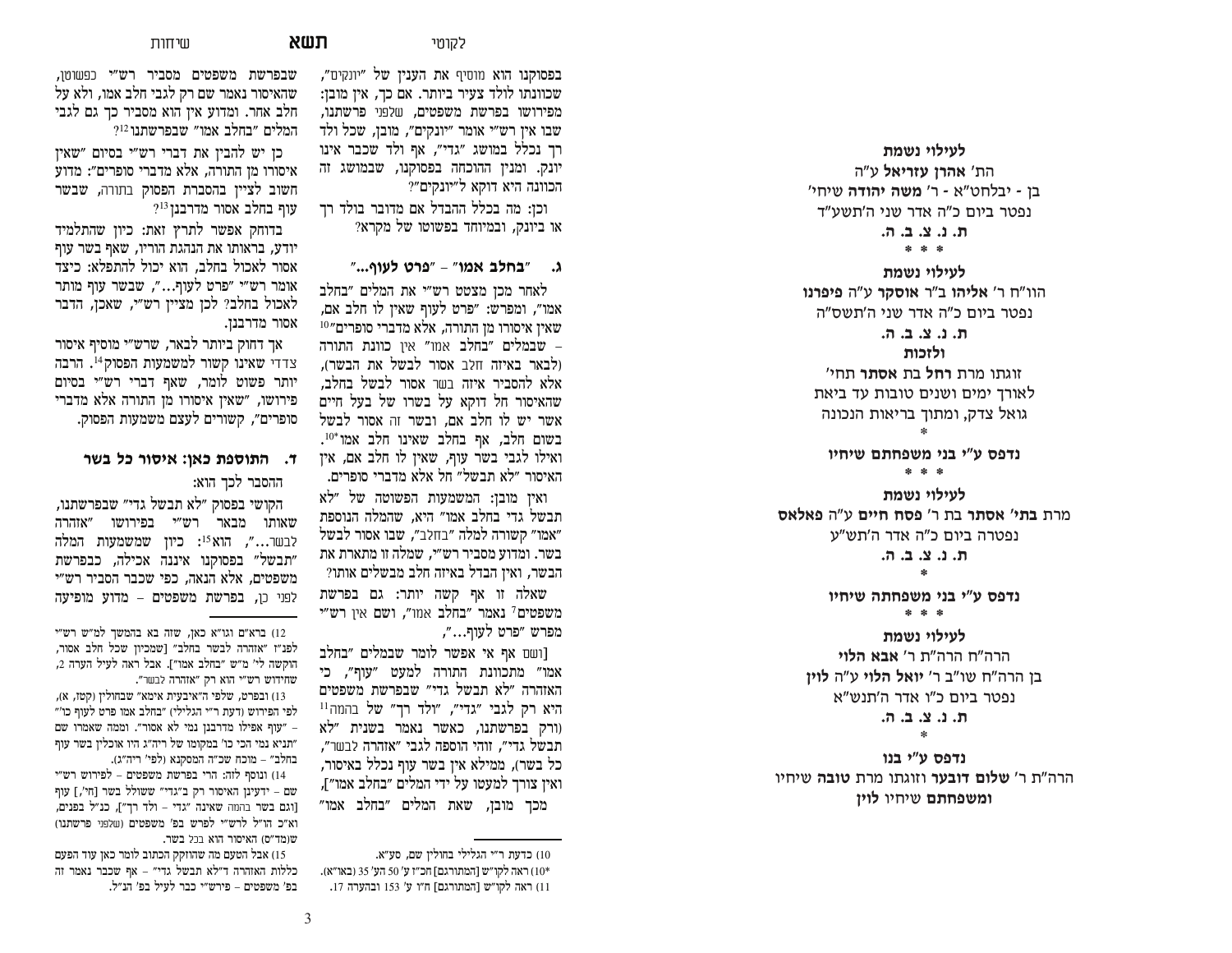לעילוי נשמת

הת' **אהרן עזריאל** ע"ה

בן - יבלחט"א - ר' **משה יהודה** שיחי'

נפטר ביום כ"ה אדר שני ה'תשע"ד

**ת. נ. צ. ב. ה.**

\* \* \*

**לעילוי נשמת**

הוו"ח ר' **אליהו** ב"ר **אוסקר** ע"ה **פיפרנו**

נפטר ביום כ"ה אדר שני ה'תשס"ה

**ת. נ. צ. ב. ה.**

**ולזכות**

זוגתו מרת **רחל** בת **אסתר** תחי'

לאורך ימים ושנים טובות עד ביאת

גואל צדק, ומתוך בריאות הנכונה

\*

**נדפס ע"י בני משפחתם שיחיו**

\* \* \*

**לעילוי נשמת**

מרת **בתי' אסתר** בת ר' **פסח חיים** ע"ה **פאלאס**

נפטרה ביום כ"ה אדר ה'תש"ע

**ת. נ. צ. ב. ה.**

\*

**נדפס ע"י בני משפחתה שיחיו**

\* \* \*

**לעילוי נשמת**

הרה"ח הרה"ת ר' **אבא הלוי**

בן הרה"ח שו"ב ר' **יואל הלוי** ע"ה **לוין**

נפטר ביום כ"ו אדר ה'תנש"א

**ת. נ. צ. ב. ה.**

\*

**נדפס ע"י בנו**

הרה"ת ר' **שלום דובער** וזוגתו מרת **טובה** שיחיו

**ומשפחתם** שיחיו **לוין**

---

בפסוקנו הוא מוסיף את הענין של "יונקים", שכוונתו לולד צעיר ביותר. אם כך, אין מובן: מפירושו בפרשת משפטים, שלפני פרשתנו, שבו אין רש"י אומר "יונקים", מובן, שכל ולד רך נכלל במושג "גדי", אף ולד שכבר אינו יונק. ומנין ההוכחה בפסוקנו, שבמושג זה הכוונה היא דוקא ל"יונקים"?

וכן: מה בכלל ההבדל אם מדובר בולד רך או ביונק, ובמיוחד בפשוטו של מקרא?

### ג. "בחלב אמו" – "פרט לעוף..."

לאחר מכן מצטט רש"י את המלים "בחלב אמו", ומפרש: "פרט לעוף שאין לו חלב אם, שאין איסורו מן התורה, אלא מדברי סופרים"[10] – שבמלים "בחלב אמו" אין כוונת התורה (לבאר באיזה חלב אסור לבשל את הבשר), אלא להסביר איזה בשר אסור לבשל בחלב, שהאיסור חל דוקא על בשרו של בעל חיים אשר יש לו חלב אם, ובשר זה אסור לבשל בשום חלב, אף בחלב שאינו חלב אמו[10\*]. ואילו לגבי בשר עוף, שאין לו חלב אם, אין האיסור "לא תבשל" חל אלא מדברי סופרים.

ואין מובן: המשמעות הפשוטה של "לא תבשל גדי בחלב אמו" היא, שהמלה הנוספת "אמו" קשורה למלה "בחלב", שבו אסור לבשל בשר. ומדוע מסביר רש"י, שמלה זו מתארת את הבשר, ואין הבדל באיזה חלב מבשלים אותו?

שאלה זו אף קשה יותר: גם בפרשת משפטים[7] נאמר "בחלב אמו", ושם אין רש"י מפרש "פרט לעוף...",

[ושם אף אי אפשר לומר שבמלים "בחלב אמו" מתכוונת התורה למעט "עוף", כי האזהרה "לא תבשל גדי" שבפרשת משפטים היא רק לגבי "גדי", "ולד רך" של בהמה[11] (ורק בפרשתנו, כאשר נאמר בשנית "לא תבשל גדי", זוהי הוספה לגבי "אזהרה לבשר", כל בשר), ממילא אין בשר עוף נכלל באיסור, ואין צורך למעטו על ידי המלים "בחלב אמו"],

מכך מובן, שאת המלים "בחלב אמו" שבפרשת משפטים מסביר רש"י כפשוטו, שהאיסור נאמר שם רק לגבי חלב אמו, ולא על חלב אחר. ומדוע אין הוא מסביר כך גם לגבי המלים "בחלב אמו" שבפרשתנו[12]?

כן יש להבין את דברי רש"י בסיום "שאין איסורו מן התורה, אלא מדברי סופרים": מדוע חשוב לציין בהסברת הפסוק בתורה, שבשר עוף בחלב אסור מדרבנן[13]?

בדוחק אפשר לתרץ זאת: כיון שהתלמיד יודע, בראותו את הנהגת הוריו, שאף בשר עוף אסור לאכול בחלב, הוא יכול להתפלא: כיצד אומר רש"י "פרט לעוף...", שבשר עוף מותר לאכול בחלב? לכן מציין רש"י, שאכן, הדבר אסור מדרבנן.

אך דחוק ביותר לבאר, שרש"י מוסיף איסור צדדי שאינו קשור למשמעות הפסוק[14]. הרבה יותר פשוט לומר, שאף דברי רש"י בסיום פירושו, "שאין איסורו מן התורה אלא מדברי סופרים", קשורים לעצם משמעות הפסוק.

### ד. התוספת כאן: איסור כל בשר

ההסבר לכך הוא:

הקושי בפסוק "לא תבשל גדי" שבפרשתנו, שאותו מבאר רש"י בפירושו "אזהרה לבשר...", הוא[15]: כיון שמשמעות המלה "תבשל" בפסוקנו איננה אכילה, אלא הנאה, כפי שכבר הסביר רש"י לפני כן, בפרשת משפטים – מדוע מופיעה

---

10) כדעת ר"י הגלילי בחולין שם, סע"א.

\*10) ראה לקו"ש [המתורגם] חכ"ז ע' 50 הע' 35 (באו"א).

11) ראה לקו"ש [המתורגם] ח"ו ע' 153 ובהערה 17.

12) בראב"ם וגו"א כאן, שזה בא בהמשך למ"ש רש"י לפנ"ז "אזהרה לבשר בחלב" [שמכיון שכל חלב אסור, הוקשה לי' מ"ש "בחלב אמו"]. אבל ראה לעיל הערה 2, שהידוש רש"י הוא רק "אזהרה לבשר".

13) ובפרט, שלפי ה"איבעית אימא" שבחולין (קטז, א), לפי הפירוש (דעת ר"י הגלילי) "בחלב אמו פרט לעוף כו'" – "עוף אפילו מדרבנן נמי לא אסור". וממה שאמרו שם "תניא נמי הכי כו' במקומו של ריה"ג היו אוכלין בשר עוף בחלב" – מוכח שכ"ה המסקנא (לפי' ריה"ג).

14) ונוסף לזה: הרי בפרשת משפטים – לפירוש רש"י שם – ידעינן האיסור רק ב"גדי" שוולד בשר [חי',] עוף [וגם בשר בהמה שאינה "גדי – וולד רך"], כנ"ל בפנים, וא"כ הו"ל לרש"י לפרש בפ' משפטים (שלפני פרשתנו) שומד"ס) האיסור הוא בכל בשר.

15) אבל הטעם מה שהוזקק הכתוב לומר כאן עוד הפעם כללות האזהרה ד"לא תבשל גדי" – אף שכבר נאמר זה בפ' משפטים – פירש"י כבר לעיל בפ' הנ"ל.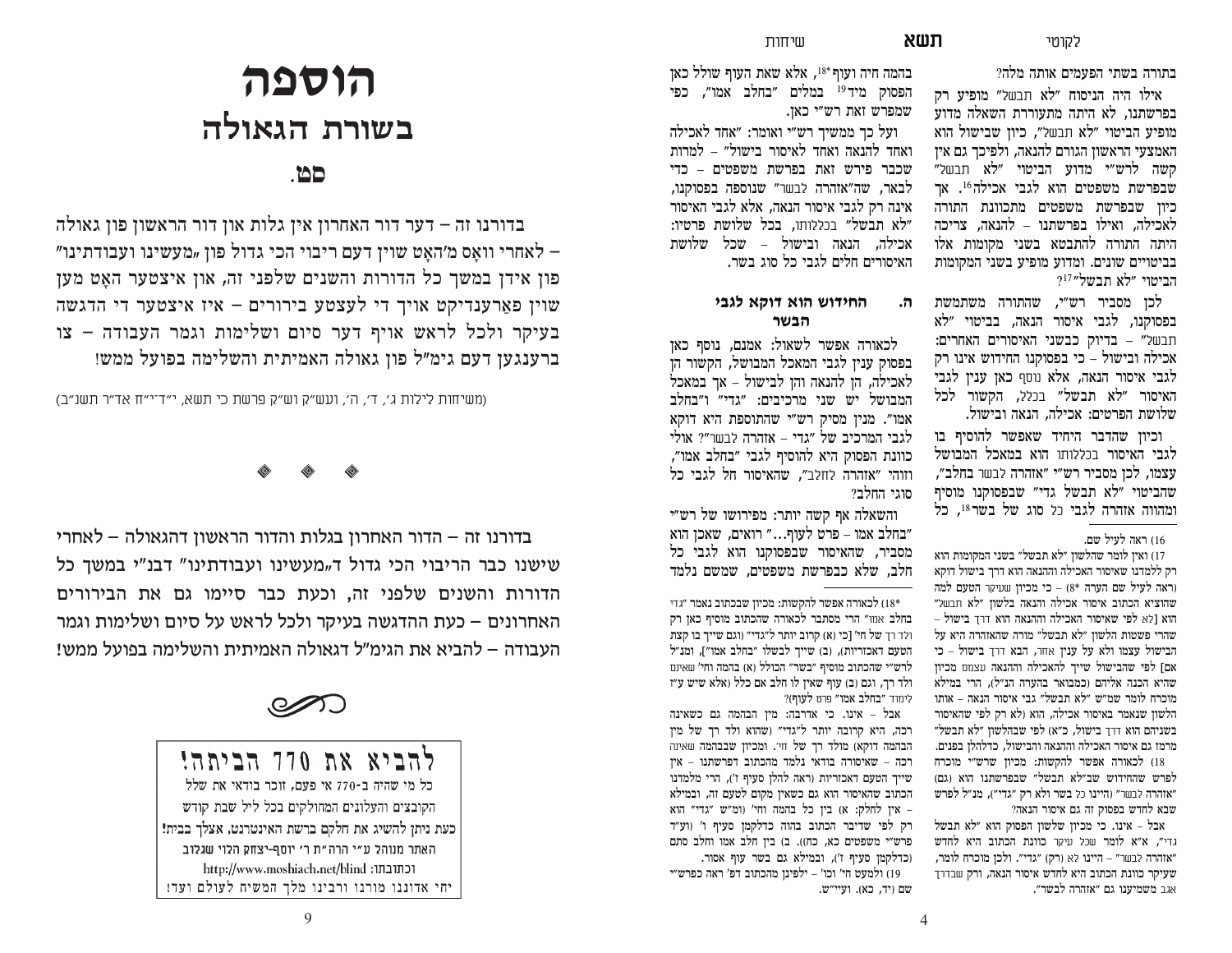בתורה בשתי הפעמים אותה מלה?

אילו היה הניסוח "לא תבשל" מופיע רק בפרשתנו, לא היתה מתעוררת השאלה מדוע מופיע הביטוי "לא תבשל", כיון שבישול הוא האמצעי הראשון הגורם להנאה, ולפיכך גם אין קשה לרש"י מדוע הביטוי "לא תבשל" שבפרשת משפטים הוא לגבי אכילה[16]. אך כיון שבפרשת משפטים מתכוונת התורה לאכילה, ואילו בפרשתנו – להנאה, צריכה היתה התורה להתבטא בשני מקומות אלו בביטויים שונים. ומדוע מופיע בשני המקומות הביטוי "לא תבשל"?[17]

לכן מסביר רש"י, שהתורה משתמשת בפסוקנו, לגבי איסור הנאה, בביטוי "לא תבשל" – בדיוק כבשני האיסורים האחרים: אכילה ובישול – כי בפסוקנו החידוש אינו רק לגבי איסור הנאה, אלא נוסף כאן ענין לגבי האיסור "לא תבשל" בכלל, הקשור לכל שלושת הפרטים: אכילה, הנאה ובישול.

וכיון שהדבר היחיד שאפשר להוסיף בו לגבי האיסור בכללותו הוא במאכל המבושל עצמו, לכן מסביר רש"י "אזהרה לבשר בחלב", שהביטוי "לא תבשל גדי" שבפסוקנו מוסיף ומהווה אזהרה לגבי כל סוג של בשר[18], כל

בהמה חיה ועוף[18*], אלא שאת העוף שולל כאן הפסוק מיד[19] במלים "בחלב אמו", כפי שמפרש זאת רש"י כאן.

ועל כך ממשיך רש"י ואומר: "אחד לאכילה ואחד להנאה ואחד לאיסור בישול" – למרות שכבר פירש זאת בפרשת משפטים – כדי לבאר, ש"אזהרה לבשר" שנוספה בפסוקנו, אינה רק לגבי איסור הנאה, אלא לגבי האיסור "לא תבשל" בכללותו, בכל שלושת פרטיו: אכילה, הנאה ובישול – שכל שלושת האיסורים חלים לגבי כל סוג בשר.

### ה. החידוש הוא דוקא לגבי הבשר

לכאורה אפשר לשאול: אמנם, נוסף כאן בפסוק ענין לגבי המאכל המבושל, הקשור הן לאכילה, הן להנאה והן לבישול – אך במאכל המבושל יש שני מרכיבים: "גדי" ו"בחלב אמו". מנין מסיק רש"י שהתוספת היא דוקא לגבי המרכיב של "גדי – אזהרה לבשר"? אולי כוונת הפסוק היא להוסיף לגבי "בחלב אמו", וזוהי "אזהרה לחלב", שהאיסור חל לגבי כל סוגי החלב?

והשאלה אף קשה יותר: מפירושו של רש"י "בחלב אמו – פרט לעוף..." רואים, שאכן הוא מסביר, שהאיסור שבפסוקנו הוא לגבי כל חלב, שלא כבפרשת משפטים, שמשם נלמד

---

16) ראה לעיל שם.

17) ואין לומר שהלשון "לא תבשל" בשני המקומות הוא רק ללמדנו שאיסור האכילה וההנאה הוא דרך בישול דוקא (ראה לעיל שם הערה 8*) – כי מכיון שעיקר הטעם למה שהוציא הכתוב איסור אכילה והנאה בלשון "לא תבשל" הוא [לא לפי שאיסור האכילה וההנאה הוא דרך בישול – שהרי פשטות הלשון "לא תבשל" מורה שהאזהרה היא על הבישול ולא על ענין אחר, הבא דרך בישול – כי אם] לפי שהבישול שייך להאכילה וההנאה עצמם מכיון שהיא הכנה אליהם (כמבואר בהערה הנ"ל), הרי במילא מוכרח לומר שמ"ש "לא תבשל" גבי איסור הנאה – אותו הלשון שנאמר באיסור אכילה, הוא (לא רק לפי שהאיסור בשניהם הוא דרך בישול, כ"א) לפי שבהלשון "לא תבשל" מרמז גם איסור האכילה וההנאה והבישול, כדלהלן בפנים.

18) לכאורה אפשר להקשות: מכיון שרש"י מוכרח לפרש שהחידוש שב"לא תבשל" שבפרשתנו הוא (גם) "אזהרה לבשר" (היינו כל בשר ולא רק "גדי"), מנ"ל לפרש שבא לחדש בפסוק זה גם איסור הנאה?

אבל – אינו. כי מכיון שלשון הפסוק הוא "לא תבשל גדי", א"א לומר שכל עיקר כוונת הכתוב היא לחדש "אזהרה לבשר" – היינו לא (רק) "גדי". ולכן מוכרח לומר, שעיקר כוונת הכתוב היא לחדש איסור הנאה, ורק שבדרך אגב משמיענו גם "אזהרה לבשר".

18*) לכאורה אפשר להקשות: מכיון שבכתוב נאמר "גדי בחלב אמו" הרי מסתבר לכאורה שהכתוב מוסיף כאן רק ולד רך של חי' [כי (א) קרוב יותר ל"גדי" (וגם שייך בו קצת הטעם דאכזריות), (ב) שייך לבשלו "בחלב אמו"], ומנ"ל לרש"י שהכתוב מוסיף "בשר" הכולל (א) בהמה וחי' שאינם ולד רך, וגם (ב) עוף שאין לו חלב אם כלל (אלא שיש ע"ז לימוד "בחלב אמו" פרט לעוף)?

אבל – אינו. כי אדרבה: מין הבהמה גם כשאינה רכה, היא קרובה יותר ל"גדי" (שהוא ולד רך של מין הבהמה דוקא) מולד רך של חי'. ומכיון שבבהמה שאינה רכה – שאיסורה בודאי נלמד מהכתוב דפרשתנו – אין שייך הטעם דאכזריות (ראה להלן סעיף ז'), הרי מלמדנו הכתוב שהאיסור הוא גם כשאין מקום לטעם זה, ובמילא – אין לחלק: א) בין כל בהמה וחי' (ומ"ש "גדי" הוא רק לפי שדיבר הכתוב בהוה כדלקמן סעיף ו' (ועיד פרש"י משפטים כג, כח)). ב) בין חלב אמו וחלב סתם (כדלקמן סעיף ז'), ובמילא גם בשר עוף אסור.

19) ולמעט חי' וכו' – ילפינן מהכתוב דפ' ראה כפרש"י שם (יד, כא). ועיי"ש.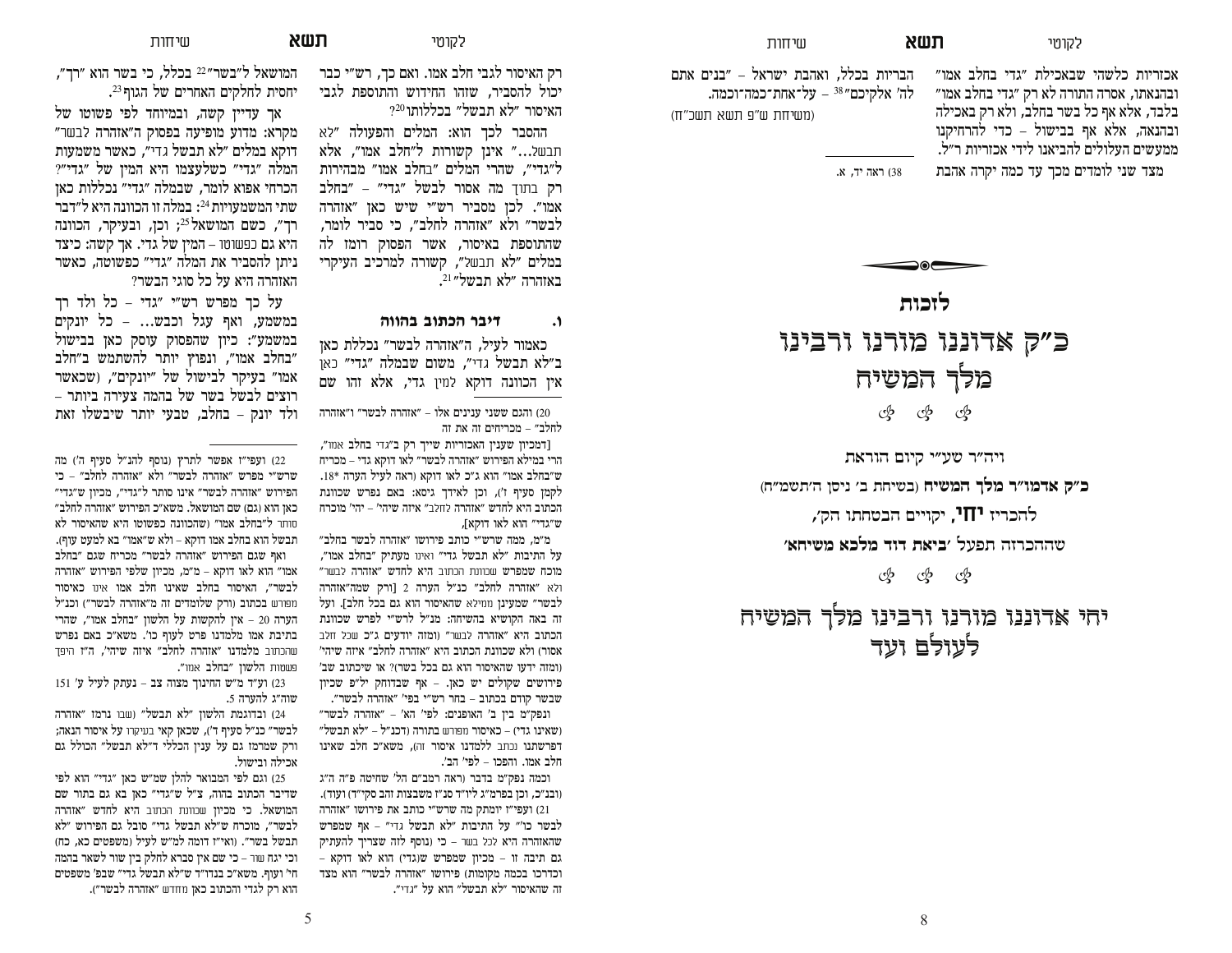רק האיסור לגבי חלב אמו. ואם כך, רש"י כבר יכול להסביר, שזהו החידוש והתוספת לגבי האיסור "לא תבשל" בכללותו[20]?

ההסבר לכך הוא: המלים והפעולה "לא תבשל..." אינן קשורות ל"חלב אמו", אלא ל"גדי", שהרי המלים "בחלב אמו" מבהירות רק בתוך מה אסור לבשל "גדי" – "בחלב אמו". לכן מסביר רש"י שיש כאן "אזהרה לבשר" ולא "אזהרה לחלב", כי סביר לומר, שהתוספת באיסור, אשר הפסוק רומז לה במלים "לא תבשל", קשורה למרכיב העיקרי באזהרה "לא תבשל"[21].

### ו. דיבר הכתוב בהווה

כאמור לעיל, ה"אזהרה לבשר" נכללת כאן ב"לא תבשל גדי", משום שבמלה "גדי" כאן אין הכוונה דוקא למין גדי, אלא זהו שם המושאל ל"בשר"[22] בכלל, כי בשר הוא "רך", יחסית לחלקים האחרים של הגוף[23].

אך עדיין קשה, ובמיוחד לפי פשוטו של מקרא: מדוע מופיעה בפסוק ה"אזהרה לבשר" דוקא במלים "לא תבשל גדי", כאשר משמעות המלה "גדי" כשלעצמו היא המין של "גדי"? הכרחי אפוא לומר, שבמלה "גדי" בכללות כאן שתי המשמעויות[24]: במלה זו הכוונה היא ל"דבר רך", כשם המושאל[25]; וכן, ובעיקר, הכוונה היא גם כפשוטו – המין של גדי. אך קשה: כיצד ניתן להסביר את המלה "גדי" כפשוטה, כאשר האזהרה היא על כל סוגי הבשר?

על כך מפרש רש"י "גדי – כל ולד רך במשמע, ואף עגל וכבש... – כל יונקים במשמע": כיון שהפסוק עוסק כאן בבישול "בחלב אמו", ונפוץ יותר להשתמש ב"חלב אמו" בעיקר לבישול של "יונקים", (שכאשר רוצים לבשל בשר של בהמה צעירה ביותר – ולד יונק – בחלב, טבעי יותר שיבשלו זאת

---

20) והגם ששני ענינים אלו – "אזהרה לבשר" ו"אזהרה לחלב" – מכריחים זה את זה

[דמכיון שענין האכזריות שייך רק ב"גדי בחלב אמו", הרי במילא הפירוש "אזהרה לבשר" לאו דוקא גדי – מכריח ש"בחלב אמו" הוא ג"כ לאו דוקא (ראה לעיל הערה 18*. לקמן סעיף ז'), וכן לאידך גיסא: באם נפרש שכוונת הכתוב היא לחדש "אזהרה לחלב" איזה שיהי' – יהי' מוכרח ש"גדי" הוא לאו דוקא],

מ"מ, ממה שרש"י כותב פירושו "אזהרה לבשר בחלב" על התיבות "לא תבשל גדי" ואינו מעתיק "בחלב אמו", מוכח שמפרש שכוונת הכתוב היא לחדש "אזהרה לבשר" ולא "אזהרה לחלב" כנ"ל הערה 2 [ורק שמה"אזהרה לבשר" שמעינן ממילא שהאיסור הוא גם בכל חלב]. ועל זה באה הקושיא בהשיחה: מנ"ל לרש"י לפרש שכוונת הכתוב היא "אזהרה לבשר" (ומזה יודעים ג"כ שכל חלב אסור) ולא שכוונת הכתוב היא "אזהרה לחלב" איזה שיהי' (ומזה ידעו שהאיסור הוא גם בכל בשר)? אם שיכתוב שב' פירושים שקולים יש כאן, – אף שבדוחק יל"פ שכיון שבשר קודם בכתוב – בחר רש"י בפי' "אזהרה לבשר".

ונפק"מ בין ב' האופנים: לפי' הא' – "אזהרה לבשר" (שאינו גדי) – כאיסור מפורש בתורה (דכ"ל – "לא תבשל" דפרשתנו נכתב ללמדנו איסור זה), משא"כ חלב שאינו חלב אמו. והפכו – לפי' הב'.

וכמה נפק"מ בדבר (ראה רמב"ם הל' שחיטה פ"ה ה"ג (ובנ"כ, וכן בפרמ"ג ליו"ד סנ"ז משבצות זהב סק"ד) ועוד).

21) ועפ"ז יומתק מה שרש"י כותב את פירושו "אזהרה לבשר כו'" על התיבות "לא תבשל גדי" – אף שמפרש שהאזהרה היא לכל בשר – כי (נוסף לזה שצריך להעתיק גם תיבה זו – מכיון שמפרש ש(גדי) הוא לאו דוקא – וכדרכו בכמה מקומות) פירושו "אזהרה לבשר" הוא מצד זה שהאיסור "לא תבשל" הוא על "גדי".

22) ועפ"ז אפשר לתרץ (נוסף להנ"ל סעיף ה') מה שרש"י מפרש "אזהרה לבשר" ולא "אזהרה לחלב" – כי הפירוש "אזהרה לבשר" אינו סותר ל"גדי", מכיון ש"גדי" כאן הוא (גם) שם המושאל. משא"כ הפירוש "אזהרה לחלב" סותר ל"בחלב אמו" (שהכוונה כפשוטו היא שהאיסור לא תבשל הוא בחלב אמו דוקא – ולא ש"אמו" בא למעט עוף).

ואף שגם הפירוש "אזהרה לבשר" מכריח שגם "בחלב אמו" הוא לאו דוקא – מ"מ, מכיון שלפי הפירוש "אזהרה לבשר", האיסור בחלב שאינו חלב אמו אינו כאיסור מפורש בכתוב (ורק שלומדים זה מ"אזהרה לבשר") וכנ"ל הערה 20 – אין להקשות על הלשון "בחלב אמו", שהרי בתיבת אמו מלמדנו פרט לעוף כו'. משא"כ באם נפרש שהכתוב מלמדנו "אזהרה לחלב" איזה שיהי', ה"ז היפך פשטות הלשון "בחלב אמו".

23) וע"ד מ"ש החינוך מצוה צב – נעתק לעיל ע' 151 שוה"ג להערה 5.

24) ובדוגמת הלשון "לא תבשל" (שבו נרמז "אזהרה לבשר" כנ"ל סעיף ד'), שכאן קאי בעיקרו על איסור הנאה; ורק שמרמז גם על ענין הכללי ד"לא תבשל" הכולל גם אכילה ובישול.

25) וגם לפי המבואר להלן שמ"ש כאן "גדי" הוא לפי שדיבר הכתוב בהווה, צ"ל ש"גדי" כאן בא גם בתור שם המושאל. כי מכיון שכוונת הכתוב היא לחדש "אזהרה לבשר", מוכרח ש"לא תבשל גדי" סובל גם הפירוש "לא תבשל בשר". (ואי"ז דומה למ"ש לעיל (משפטים כא, כח) וכי יגח שור – כי שם אין סברא לחלק בין שור לשאר בהמה חי' ועוף. משא"כ בנדו"ד ש"לא תבשל גדי" משפטים הוא רק לגדי והכתוב כאן מחדש "אזהרה לבשר").

---

אכזריות כלשהי שבאכילת "גדי בחלב אמו" ובהנאתו, אסרה התורה לא רק "גדי בחלב אמו" בלבד, אלא אף כל בשר בחלב, ולא רק באכילה ובהנאה, אלא אף בבישול – כדי להרחיקנו ממעשים העלולים להביאנו לידי אכזריות ר"ל.

מצד שני לומדים מכך עד כמה יקרה אהבת הבריות בכלל, ואהבת ישראל – "בנים אתם לה' אלקיכם"[38] – על־אחת־כמה־וכמה.

(משיחת ש"פ תשא תשכ"ח)

38) ראה יד, א.

---

# לזכות

# כ"ק אדוננו מורנו ורבינו מלך המשיח

ויה"ר שעי"ר קיום הוראת

**כ"ק אדמו"ר מלך המשיח** (בשיחת ב' ניסן ה'תשמ"ח)

להכריז **יחי**, יקויים הבטחתו הק',

שההכרזה תפעל '**ביאת דוד מלכא משיחא**'

# יחי אדוננו מורנו ורבינו מלך המשיח לעולם ועד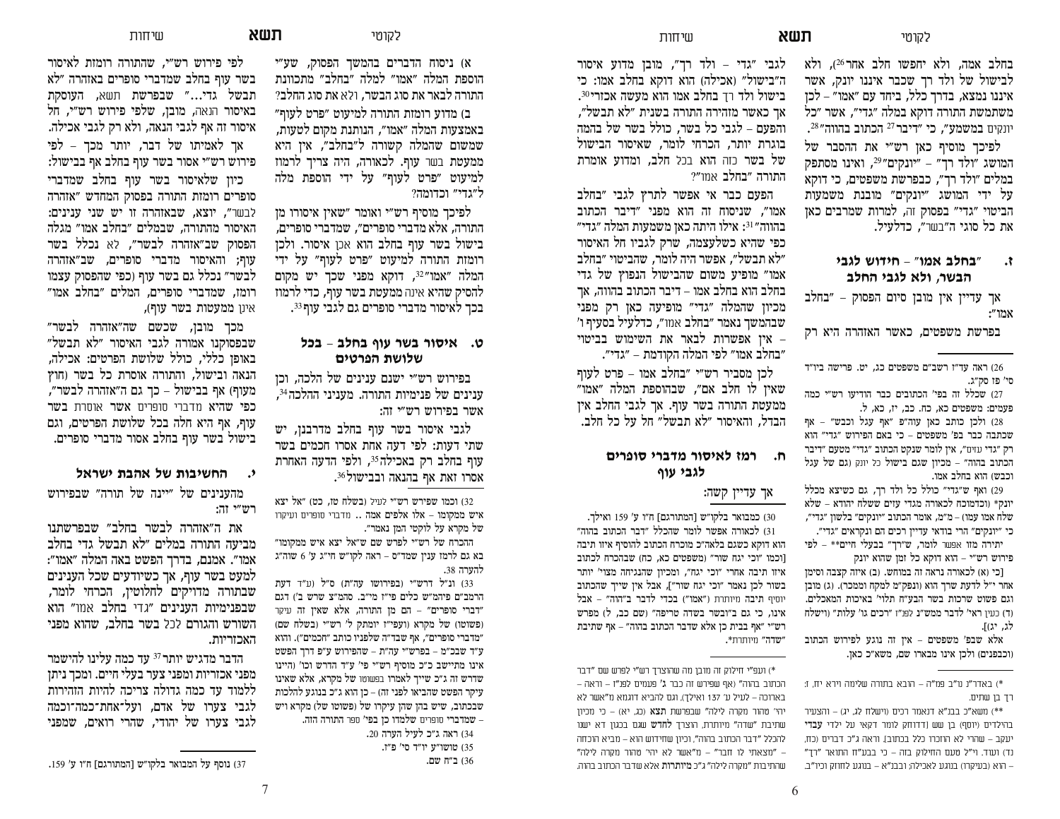בחלב אמה, ולא יחפשו חלב אחר[26]), ולא לבישול של ולד רך שכבר איננו יונק, אשר איננו נמצא, בדרך כלל, ביחד עם "אמו" – לכן משתמשת התורה דוקא במלה "גדי", אשר "כל יונקים במשמע", כי "דיבר[27] הכתוב בהווה"[28].

לפיכך מוסיף כאן רש"י את ההסבר של המושג "ולד רך" – "יונקים"[29], ואינו מסתפק במלים "ולד רך", כבפרשת משפטים, כי דוקא על ידי המושג "יונקים" מובנת משמעות הביטוי "גדי" בפסוק זה, למרות שמרבים כאן את כל סוגי ה"בשר", כדלעיל.

## ז. "בחלב אמו" – חידוש לגבי הבשר, ולא לגבי החלב

אך עדיין אין מובן סיום הפסוק – "בחלב אמו":

בפרשת משפטים, כאשר האזהרה היא רק לגבי "גדי – ולד רך", מובן מדוע איסור ה"בישול" (אכילה) הוא דוקא בחלב אמו: כי בישול ולד רך בחלב אמו הוא מעשה אכזרי[30]. אך כאשר מזהירה התורה בשנית "לא תבשל", והפעם – לגבי כל בשר, כולל בשר של בהמה בוגרת יותר, הכרחי לומר, שאיסור הבישול של בשר כזה הוא בכל חלב, ומדוע אומרת התורה "בחלב אמו"?

הפעם כבר אי אפשר לתרץ לגבי "בחלב אמו", שניסוח זה הוא מפני "דיבר הכתוב בהווה"[31]: אילו היתה כאן משמעות המלה "גדי" כפי שהיא כשלעצמה, שרק לגביו חל האיסור "לא תבשל", אפשר היה לומר, שהביטוי "בחלב אמו" מופיע משום שהבישול הנפוץ של גדי בחלב הוא בחלב אמו – דיבר הכתוב בהווה, אך מכיון שהמלה "גדי" מופיעה כאן רק מפני שבהמשך נאמר "בחלב אמו", כדלעיל בסעיף ו' – אין אפשרות לבאר את השימוש בביטוי "בחלב אמו" לפי המלה הקודמת – "גדי".

לכן מסביר רש"י "בחלב אמו – פרט לעוף שאין לו חלב אם", שבהוספת המלה "אמו" ממעטת התורה בשר עוף. אך לגבי החלב אין הבדל, והאיסור "לא תבשל" חל על כל חלב.

## ח. רמז לאיסור מדברי סופרים לגבי עוף

אך עדיין קשה:

א) ניסוח הדברים בהמשך הפסוק, שע"י הוספת המלה "אמו" למלה "בחלב" מתכוונת התורה לבאר את סוג הבשר, ולא את סוג החלב?

ב) מדוע רומזת התורה למיעוט "פרט לעוף" באמצעות המלה "אמו", הנותנת מקום לטעות, שמשום שהמלה קשורה ל"בחלב", אין היא ממעטת בשר עוף. לכאורה, היה צריך לרמוז למיעוט "פרט לעוף" על ידי הוספת מלה ל"גדי" וכדומה?

לפיכך מוסיף רש"י ואומר "שאין איסורו מן התורה, אלא מדברי סופרים", שמדברי סופרים, בישול בשר עוף בחלב הוא אכן איסור. ולכן רומזת התורה למיעוט "פרט לעוף" על ידי המלה "אמו"[32], דוקא מפני שכך יש מקום להסיק שהיא איננה ממעטת בשר עוף, כדי לרמוז בכך לאיסור מדברי סופרים גם לגבי עוף[33].

## ט. איסור בשר עוף בחלב – בכל שלושת הפרטים

בפירוש רש"י ישנם ענינים של הלכה, וכן ענינים של פנימיות התורה. מעניני ההלכה[34], אשר בפירוש רש"י זה:

לגבי איסור בשר עוף בחלב מדרבנן, יש שתי דעות: לפי דעה אחת אסרו חכמים בשר עוף בחלב רק באכילה[35], ולפי הדעה האחרת אסרו זאת אף בהנאה ובבישול[36].

לפי פירוש רש"י, שהתורה רומזת לאיסור בשר עוף בחלב שמדברי סופרים באזהרה "לא תבשל גדי..." שבפרשת תשא, העוסקת באיסור הנאה, מובן, שלפי פירוש רש"י, חל איסור זה אף לגבי הנאה, ולא רק לגבי אכילה.

אך לאמיתו של דבר, יותר מכך – לפי פירוש רש"י אסור בשר עוף בחלב אף בבישול:

כיון שלאיסור בשר עוף בחלב שמדברי סופרים רומזת התורה בפסוק המחדש "אזהרה לבשר", יוצא, שבאזהרה זו יש שני ענינים: האיסור מהתורה, שבמלים "בחלב אמו" מגלה הפסוק שב"אזהרה לבשר", לא נכלל בשר עוף; והאיסור מדברי סופרים, שב"אזהרה לבשר" נכלל גם בשר עוף (כפי שהפסוק עצמו רומז, שמדברי סופרים, המלים "בחלב אמו" אינן ממעטות בשר עוף).

מכך מובן, שכשם שה"אזהרה לבשר" שבפסוקנו אמורה לגבי האיסור "לא תבשל" באופן כללי, כולל שלושת הפרטים: אכילה, הנאה ובישול, והתורה אוסרת כל בשר (חוץ מעוף) אף בבישול – כך גם ה"אזהרה לבשר", כפי שהיא מדברי סופרים אשר אוסרת בשר עוף, אף היא חלה בכל שלושת הפרטים, וגם בישול בשר עוף בחלב אסור מדברי סופרים.

## י. החשיבות של אהבת ישראל

מהענינים של "יינה של תורה" שבפירוש רש"י זה:

את ה"אזהרה לבשר בחלב" שבפרשתנו מביעה התורה במלים "לא תבשל גדי בחלב אמו". אמנם, בדרך הפשט באה המלה "אמו": למעט בשר עוף, אך כשיודעים שכל הענינים שבתורה מדויקים לחלוטין, הכרחי לומר, שבפנימיות הענינים "גדי בחלב אמו" הוא השורש והגורם לכל בשר בחלב, שהוא מפני האכזריות.

הדבר מדגיש יותר[37] עד כמה עלינו להישמר מפני אכזריות ומפני צער בעלי חיים. ומכך ניתן ללמוד עד כמה גדולה צריכה להיות הזהירות לגבי צערו של אדם, ועל-אחת-כמה-וכמה לגבי צערו של יהודי, שהרי רואים, שמפני

---

26) ראה עד"ז רשב"ם משפטים כג, יט. פרישה ביו"ד סי' פז סק"ג.

27) שכלל זה בפי' הכתובים כבר הודיעו רש"י כמה פעמים: משפטים כא, כח. כב, יז, כא, ל.

28) ולכן כותב כאן עוה"פ "אף עגל וכבש" – אף שכתבה כבר בפ' משפטים – כי באם הפירוש "גדי" הוא רק "גדי עזים"*, אין לומר שנקט הכתוב "גדי" מטעם "דיבר הכתוב בהוה" – מכיון שגם בישול כל יונק (גם של עגל וכבש) הוא בחלב אמו.

29) ואף ש"גדי" כולל כל ולד רך, גם כשיצא מכלל יונק* (וכדמוכח לכאורה מגדי עזים ששלח יהודה – שלא שלח אמו עמו) – מ"מ, אומר הכתוב "יונקים" בלשון "גדי", כי "יונקים" הרי בודאי עדיין רכים הם ונקראים "גדי".

יתירה מזו אפשר לומר, ש"רך" בבעלי חיים** – לפי פירוש רש"י – הוא דוקא כל זמן שהוא יונק

[כי (א) לכאורה נראה זה במוחש. (ב) איזה קצבה וסימן אחר י"ל לדעת שרך הוא (ונפק"מ למקח וממכר). (ג) מובן וגם פשוט שרכות בשר הבע"ח תלוי' באיכות המאכלים. (ד) כעין ראי' לדבר ממש"נ לפנ"ז "רכים גו' עלות" (וישלח לג, יג)].

אלא שבפ' משפטים – אין זה נוגע לפירוש הכתוב (וכבפנים) ולכן אינו מבארו שם, משא"כ כאן.

*) באדר"נ נו"ב פמ"ה – הובא בתורה שלימה וירא יח, ז: רך בן שתים.

**) משא"כ בבנ"א דנאמר רכים (וישלח לג, יג) – והצעיר בהילדים (יוסף) בן שש [דדוחק לומר דקאי על ילדי עבדי יעקב – שהרי לא הוזכרו כלל בכתוב], וראה ג"כ דברים (כח, נד) ועוד. וי"ל טעם החילוק בזה – כי בבע"ח התואר "רך" – הוא (בעיקרו) בנוגע לאכילה; ובבנ"א – בנוגע לחוזק וכיו"ב.

30) כמבואר בלקו"ש [המתורגם] ח"ו ע' 159 ואילך.

31) לכאורה אפשר לומר שהכלל "דבר הכתוב בהוה" הוא דוקא כשגם בלאה"כ מוכרח הכתוב להוסיף איזו תיבה [וכמו "וכי יגח שור" (משפטים כא, כח) שבהכרח לכתוב איזו תיבה אחרי "וכי יגח", ומכיון שהנגיחה מצוי' יותר בשור לכן נאמר "וכי יגח שור"], אבל אין שייך שהכתוב יוסיף תיבה מיותרת ("אמו") בכדי לדבר ב"הווה" – אבל אינו, כי גם ב"ובשר בשדה טריפה" (שם כב, ל) מפרש רש"י "אף בבית כן אלא שדבר הכתוב בהווה" – אף שתיבת "שדה" מיותרת*.

*) ועפ"י חילוק זה מובן מה שהוצרך רש"י לפרש שם "דבר הכתוב בהווה" (אף שפירש זה כבר ג' פעמים לפנ"ז – וראה – בארוכה – לעיל ע' 137 ואילך). וגם להביא דוגמא מ"אשר לא יהי' טהור מקרה לילה" שבפרשת תצא (כג, יא) – כי מכיון שתיבת "שדה" מיותרת, הוצרך לחדש שגם בכגון דא ישנו להכלל "דבר הכתוב בהווה", וכיון שחידוש הוא – מביא הוכחה – "מצאתי לו חבר" – מ"אשר לא יהי' טהור מקרה לילה" שהתיבות "מקרה לילה" ג"כ מיותרות אלא שדבר הכתוב בהווה.

32) וכמו שפירש רש"י לעיל (בשלח טז, כט) "אל יצא איש ממקומו – אלו אלפים אמה .. מדברי סופרים ועיקרו של מקרא על לוקטי המן נאמר".

ההכרח של רש"י לפרש שם ש"אל יצא איש ממקומו" בא גם לרמז ענין שמד"ס – ראה לקו"ש חי"ג ע' 6 שוה"ג להערה 38.

33) וגם נ"ל דרש"י (בפירושו עה"ת) ס"ל (ע"ד דעת הרמב"ם פיהמ"ש כלים פי"ז מי"ב. סהמ"צ שרש ב') דגם "דברי סופרים" – הם מן התורה, אלא שאין זה עיקר (פשוטו) של מקרא (ועפי"ז יומתק ל' רש"י (בשלח שם) "מדברי סופרים", אף שבד"כ שלפניו כותב "חכמים"). והוא ע"ד שבכ"מ – בפרש"י עה"ת – שהפירוש ע"פ דרך הפשט אינו מתיישב כ"כ מוסיף רש"י פי' ע"ד הדרש וכו' (היינו שדרש זה ג"כ שייך לאמרו בפשוטו של מקרא, אלא שאינו עיקר הפשט שהביאו לפני זה) – כן הוא ג"כ בנוגע להלכות שבכתוב, שיש בהן שהן עיקרו של (פשוטו של) מקרא ויש – שמדברי סופרים שלמדו כן בפ' ספר התורה הזה.

34) ראה ג"כ לעיל הערה 20.

35) טוש"ע יו"ד סי' פ"ז.

36) ב"ח שם.

37) נוסף על המבואר בלקו"ש [המתורגם] ח"ו ע' 159.